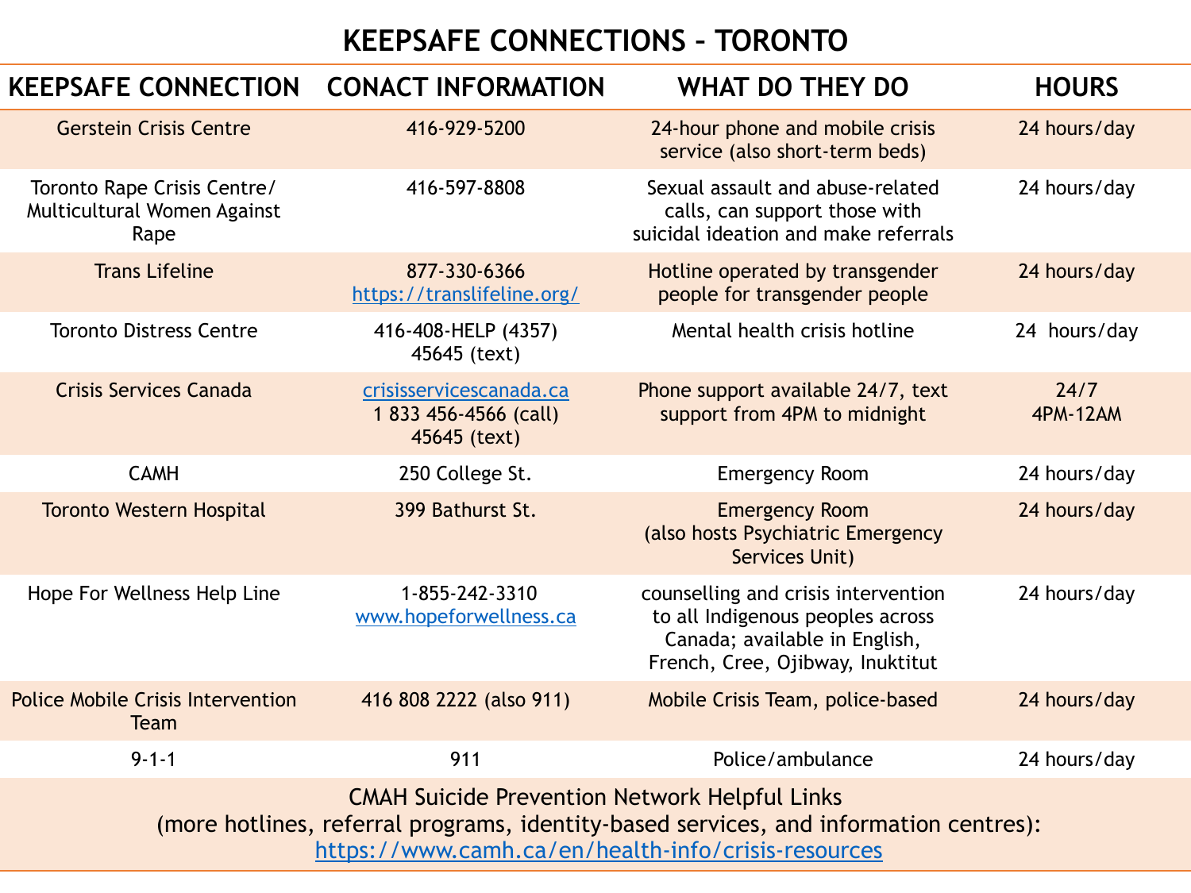# KEEPSAFE CONNECTIONS – TORONTO

| KEEPSAFE CONNECTION | CONACT INFORMATION | WHAT DO THEY DO | HOURS |
|---|---|---|---|
| Gerstein Crisis Centre | 416-929-5200 | 24-hour phone and mobile crisis service (also short-term beds) | 24 hours/day |
| Toronto Rape Crisis Centre/ Multicultural Women Against Rape | 416-597-8808 | Sexual assault and abuse-related calls, can support those with suicidal ideation and make referrals | 24 hours/day |
| Trans Lifeline | 877-330-6366 https://translifeline.org/ | Hotline operated by transgender people for transgender people | 24 hours/day |
| Toronto Distress Centre | 416-408-HELP (4357) 45645 (text) | Mental health crisis hotline | 24 hours/day |
| Crisis Services Canada | crisisservicescanada.ca 1 833 456-4566 (call) 45645 (text) | Phone support available 24/7, text support from 4PM to midnight | 24/7 4PM-12AM |
| CAMH | 250 College St. | Emergency Room | 24 hours/day |
| Toronto Western Hospital | 399 Bathurst St. | Emergency Room (also hosts Psychiatric Emergency Services Unit) | 24 hours/day |
| Hope For Wellness Help Line | 1-855-242-3310 www.hopeforwellness.ca | counselling and crisis intervention to all Indigenous peoples across Canada; available in English, French, Cree, Ojibway, Inuktitut | 24 hours/day |
| Police Mobile Crisis Intervention Team | 416 808 2222 (also 911) | Mobile Crisis Team, police-based | 24 hours/day |
| 9-1-1 | 911 | Police/ambulance | 24 hours/day |

CMAH Suicide Prevention Network Helpful Links
(more hotlines, referral programs, identity-based services, and information centres):
https://www.camh.ca/en/health-info/crisis-resources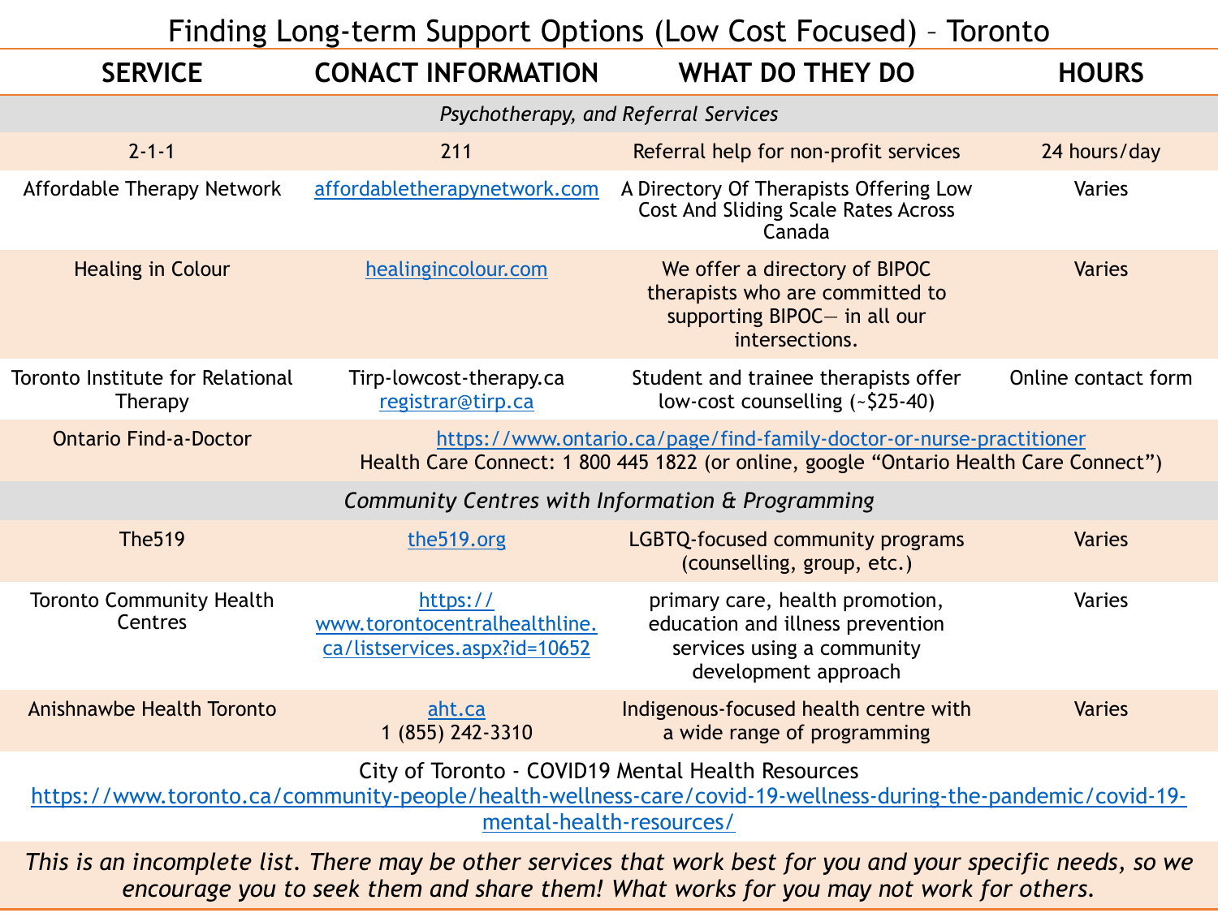# Finding Long-term Support Options (Low Cost Focused) – Toronto

| SERVICE | CONACT INFORMATION | WHAT DO THEY DO | HOURS |
|---|---|---|---|
| *Psychotherapy, and Referral Services* | | | |
| 2-1-1 | 211 | Referral help for non-profit services | 24 hours/day |
| Affordable Therapy Network | affordabletherapynetwork.com | A Directory Of Therapists Offering Low Cost And Sliding Scale Rates Across Canada | Varies |
| Healing in Colour | healingincolour.com | We offer a directory of BIPOC therapists who are committed to supporting BIPOC— in all our intersections. | Varies |
| Toronto Institute for Relational Therapy | Tirp-lowcost-therapy.ca registrar@tirp.ca | Student and trainee therapists offer low-cost counselling (~$25-40) | Online contact form |
| Ontario Find-a-Doctor | https://www.ontario.ca/page/find-family-doctor-or-nurse-practitioner Health Care Connect: 1 800 445 1822 (or online, google "Ontario Health Care Connect") | | |
| *Community Centres with Information & Programming* | | | |
| The519 | the519.org | LGBTQ-focused community programs (counselling, group, etc.) | Varies |
| Toronto Community Health Centres | https://www.torontocentralhealthline.ca/listservices.aspx?id=10652 | primary care, health promotion, education and illness prevention services using a community development approach | Varies |
| Anishnawbe Health Toronto | aht.ca 1 (855) 242-3310 | Indigenous-focused health centre with a wide range of programming | Varies |
| City of Toronto - COVID19 Mental Health Resources https://www.toronto.ca/community-people/health-wellness-care/covid-19-wellness-during-the-pandemic/covid-19-mental-health-resources/ | | | |

*This is an incomplete list. There may be other services that work best for you and your specific needs, so we encourage you to seek them and share them! What works for you may not work for others.*